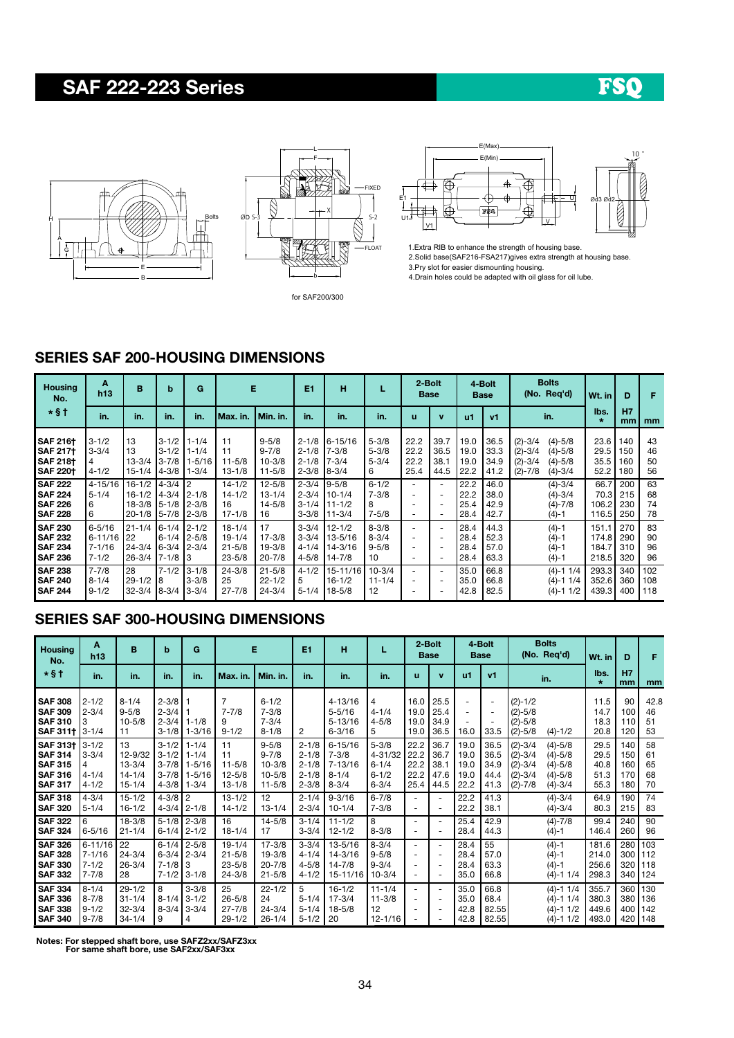# SAF 222-223 Series

FSQ

for SAF200/300

1.Extra RIB to enhance the strength of housing base.
2.Solid base(SAF216-FSA217)gives extra strength at housing base.
3.Pry slot for easier dismounting housing.
4.Drain holes could be adapted with oil glass for oil lube.

## SERIES SAF 200-HOUSING DIMENSIONS

| Housing No. | A h13 | B | b | G | E | | E1 | H | L | 2-Bolt Base | | 4-Bolt Base | | Bolts (No. Req'd) | Wt. in | D | F |
|---|---|---|---|---|---|---|---|---|---|---|---|---|---|---|---|---|---|
| * § † | in. | in. | in. | in. | Max. in. | Min. in. | in. | in. | in. | u | v | u1 | v1 | in. | lbs. * | H7 mm | mm |
| SAF 216† | 3-1/2 | 13 | 3-1/2 | 1-1/4 | 11 | 9-5/8 | 2-1/8 | 6-15/16 | 5-3/8 | 22.2 | 39.7 | 19.0 | 36.5 | (2)-3/4 (4)-5/8 | 23.6 | 140 | 43 |
| SAF 217† | 3-3/4 | 13 | 3-1/2 | 1-1/4 | 11 | 9-7/8 | 2-1/8 | 7-3/8 | 5-3/8 | 22.2 | 36.5 | 19.0 | 33.3 | (2)-3/4 (4)-5/8 | 29.5 | 150 | 46 |
| SAF 218† | 4 | 13-3/4 | 3-7/8 | 1-5/16 | 11-5/8 | 10-3/8 | 2-1/8 | 7-3/4 | 5-3/4 | 22.2 | 38.1 | 19.0 | 34.9 | (2)-3/4 (4)-5/8 | 35.5 | 160 | 50 |
| SAF 220† | 4-1/2 | 15-1/4 | 4-3/8 | 1-3/4 | 13-1/8 | 11-5/8 | 2-3/8 | 8-3/4 | 6 | 25.4 | 44.5 | 22.2 | 41.2 | (2)-7/8 (4)-3/4 | 52.2 | 180 | 56 |
| SAF 222 | 4-15/16 | 16-1/2 | 4-3/4 | 2 | 14-1/2 | 12-5/8 | 2-3/4 | 9-5/8 | 6-1/2 | - | - | 22.2 | 46.0 | (4)-3/4 | 66.7 | 200 | 63 |
| SAF 224 | 5-1/4 | 16-1/2 | 4-3/4 | 2-1/8 | 14-1/2 | 13-1/4 | 2-3/4 | 10-1/4 | 7-3/8 | - | - | 22.2 | 38.0 | (4)-3/4 | 70.3 | 215 | 68 |
| SAF 226 | 6 | 18-3/8 | 5-1/8 | 2-3/8 | 16 | 14-5/8 | 3-1/4 | 11-1/2 | 8 | - | - | 25.4 | 42.9 | (4)-7/8 | 106.2 | 230 | 74 |
| SAF 228 | 6 | 20-1/8 | 5-7/8 | 2-3/8 | 17-1/8 | 16 | 3-3/8 | 11-3/4 | 7-5/8 | - | - | 28.4 | 42.7 | (4)-1 | 116.5 | 250 | 78 |
| SAF 230 | 6-5/16 | 21-1/4 | 6-1/4 | 2-1/2 | 18-1/4 | 17 | 3-3/4 | 12-1/2 | 8-3/8 | - | - | 28.4 | 44.3 | (4)-1 | 151.1 | 270 | 83 |
| SAF 232 | 6-11/16 | 22 | 6-1/4 | 2-5/8 | 19-1/4 | 17-3/8 | 3-3/4 | 13-5/16 | 8-3/4 | - | - | 28.4 | 52.3 | (4)-1 | 174.8 | 290 | 90 |
| SAF 234 | 7-1/16 | 24-3/4 | 6-3/4 | 2-3/4 | 21-5/8 | 19-3/8 | 4-1/4 | 14-3/16 | 9-5/8 | - | - | 28.4 | 57.0 | (4)-1 | 184.7 | 310 | 96 |
| SAF 236 | 7-1/2 | 26-3/4 | 7-1/8 | 3 | 23-5/8 | 20-7/8 | 4-5/8 | 14-7/8 | 10 | - | - | 28.4 | 63.3 | (4)-1 | 218.5 | 320 | 96 |
| SAF 238 | 7-7/8 | 28 | 7-1/2 | 3-1/8 | 24-3/8 | 21-5/8 | 4-1/2 | 15-11/16 | 10-3/4 | - | - | 35.0 | 66.8 | (4)-1 1/4 | 293.3 | 340 | 102 |
| SAF 240 | 8-1/4 | 29-1/2 | 8 | 3-3/8 | 25 | 22-1/2 | 5 | 16-1/2 | 11-1/4 | - | - | 35.0 | 66.8 | (4)-1 1/4 | 352.6 | 360 | 108 |
| SAF 244 | 9-1/2 | 32-3/4 | 8-3/4 | 3-3/4 | 27-7/8 | 24-3/4 | 5-1/4 | 18-5/8 | 12 | - | - | 42.8 | 82.5 | (4)-1 1/2 | 439.3 | 400 | 118 |

## SERIES SAF 300-HOUSING DIMENSIONS

| Housing No. | A h13 | B | b | G | E | | E1 | H | L | 2-Bolt Base | | 4-Bolt Base | | Bolts (No. Req'd) | Wt. in | D | F |
|---|---|---|---|---|---|---|---|---|---|---|---|---|---|---|---|---|---|
| * § † | in. | in. | in. | in. | Max. in. | Min. in. | in. | in. | in. | u | v | u1 | v1 | in. | lbs. * | H7 mm | mm |
| SAF 308 | 2-1/2 | 8-1/4 | 2-3/8 | 1 | 7 | 6-1/2 | | 4-13/16 | 4 | 16.0 | 25.5 | - | - | (2)-1/2 | 11.5 | 90 | 42.8 |
| SAF 309 | 2-3/4 | 9-5/8 | 2-3/4 | 1 | 7-7/8 | 7-3/8 | | 5-5/16 | 4-1/4 | 19.0 | 25.4 | - | - | (2)-5/8 | 14.7 | 100 | 46 |
| SAF 310 | 3 | 10-5/8 | 2-3/4 | 1-1/8 | 9 | 7-3/4 | | 5-13/16 | 4-5/8 | 19.0 | 34.9 | - | - | (2)-5/8 | 18.3 | 110 | 51 |
| SAF 311† | 3-1/4 | 11 | 3-1/8 | 1-3/16 | 9-1/2 | 8-1/8 | 2 | 6-3/16 | 5 | 19.0 | 36.5 | 16.0 | 33.5 | (2)-5/8 (4)-1/2 | 20.8 | 120 | 53 |
| SAF 313† | 3-1/2 | 13 | 3-1/2 | 1-1/4 | 11 | 9-5/8 | 2-1/8 | 6-15/16 | 5-3/8 | 22.2 | 36.7 | 19.0 | 36.5 | (2)-3/4 (4)-5/8 | 29.5 | 140 | 58 |
| SAF 314 | 3-3/4 | 12-9/32 | 3-1/2 | 1-1/4 | 11 | 9-7/8 | 2-1/8 | 7-3/8 | 4-31/32 | 22.2 | 36.7 | 19.0 | 36.5 | (2)-3/4 (4)-5/8 | 29.5 | 150 | 61 |
| SAF 315 | 4 | 13-3/4 | 3-7/8 | 1-5/16 | 11-5/8 | 10-3/8 | 2-1/8 | 7-13/16 | 6-1/4 | 22.2 | 38.1 | 19.0 | 34.9 | (2)-3/4 (4)-5/8 | 40.8 | 160 | 65 |
| SAF 316 | 4-1/4 | 14-1/4 | 3-7/8 | 1-5/16 | 12-5/8 | 10-5/8 | 2-1/8 | 8-1/4 | 6-1/2 | 22.2 | 47.6 | 19.0 | 44.4 | (2)-3/4 (4)-5/8 | 51.3 | 170 | 68 |
| SAF 317 | 4-1/2 | 15-1/4 | 4-3/8 | 1-3/4 | 13-1/8 | 11-5/8 | 2-3/8 | 8-3/4 | 6-3/4 | 25.4 | 44.5 | 22.2 | 41.3 | (2)-7/8 (4)-3/4 | 55.3 | 180 | 70 |
| SAF 318 | 4-3/4 | 15-1/2 | 4-3/8 | 2 | 13-1/2 | 12 | 2-1/4 | 9-3/16 | 6-7/8 | - | - | 22.2 | 41.3 | (4)-3/4 | 64.9 | 190 | 74 |
| SAF 320 | 5-1/4 | 16-1/2 | 4-3/4 | 2-1/8 | 14-1/2 | 13-1/4 | 2-3/4 | 10-1/4 | 7-3/8 | - | - | 22.2 | 38.1 | (4)-3/4 | 80.3 | 215 | 83 |
| SAF 322 | 6 | 18-3/8 | 5-1/8 | 2-3/8 | 16 | 14-5/8 | 3-1/4 | 11-1/2 | 8 | - | - | 25.4 | 42.9 | (4)-7/8 | 99.4 | 240 | 90 |
| SAF 324 | 6-5/16 | 21-1/4 | 6-1/4 | 2-1/2 | 18-1/4 | 17 | 3-3/4 | 12-1/2 | 8-3/8 | - | - | 28.4 | 44.3 | (4)-1 | 146.4 | 260 | 96 |
| SAF 326 | 6-11/16 | 22 | 6-1/4 | 2-5/8 | 19-1/4 | 17-3/8 | 3-3/4 | 13-5/16 | 8-3/4 | - | - | 28.4 | 55 | (4)-1 | 181.6 | 280 | 103 |
| SAF 328 | 7-1/16 | 24-3/4 | 6-3/4 | 2-3/4 | 21-5/8 | 19-3/8 | 4-1/4 | 14-3/16 | 9-5/8 | - | - | 28.4 | 57.0 | (4)-1 | 214.0 | 300 | 112 |
| SAF 330 | 7-1/2 | 26-3/4 | 7-1/8 | 3 | 23-5/8 | 20-7/8 | 4-5/8 | 14-7/8 | 9-3/4 | - | - | 28.4 | 63.3 | (4)-1 | 256.6 | 320 | 118 |
| SAF 332 | 7-7/8 | 28 | 7-1/2 | 3-1/8 | 24-3/8 | 21-5/8 | 4-1/2 | 15-11/16 | 10-3/4 | - | - | 35.0 | 66.8 | (4)-1 1/4 | 298.3 | 340 | 124 |
| SAF 334 | 8-1/4 | 29-1/2 | 8 | 3-3/8 | 25 | 22-1/2 | 5 | 16-1/2 | 11-1/4 | - | - | 35.0 | 66.8 | (4)-1 1/4 | 355.7 | 360 | 130 |
| SAF 336 | 8-7/8 | 31-1/4 | 8-1/4 | 3-1/2 | 26-5/8 | 24 | 5-1/4 | 17-3/4 | 11-3/8 | - | - | 35.0 | 68.4 | (4)-1 1/4 | 380.3 | 380 | 136 |
| SAF 338 | 9-1/2 | 32-3/4 | 8-3/4 | 3-3/4 | 27-7/8 | 24-3/4 | 5-1/4 | 18-5/8 | 12 | - | - | 42.8 | 82.55 | (4)-1 1/2 | 449.6 | 400 | 142 |
| SAF 340 | 9-7/8 | 34-1/4 | 9 | 4 | 29-1/2 | 26-1/4 | 5-1/2 | 20 | 12-1/16 | - | - | 42.8 | 82.55 | (4)-1 1/2 | 493.0 | 420 | 148 |

**Notes: For stepped shaft bore, use SAFZ2xx/SAFZ3xx**
**For same shaft bore, use SAF2xx/SAF3xx**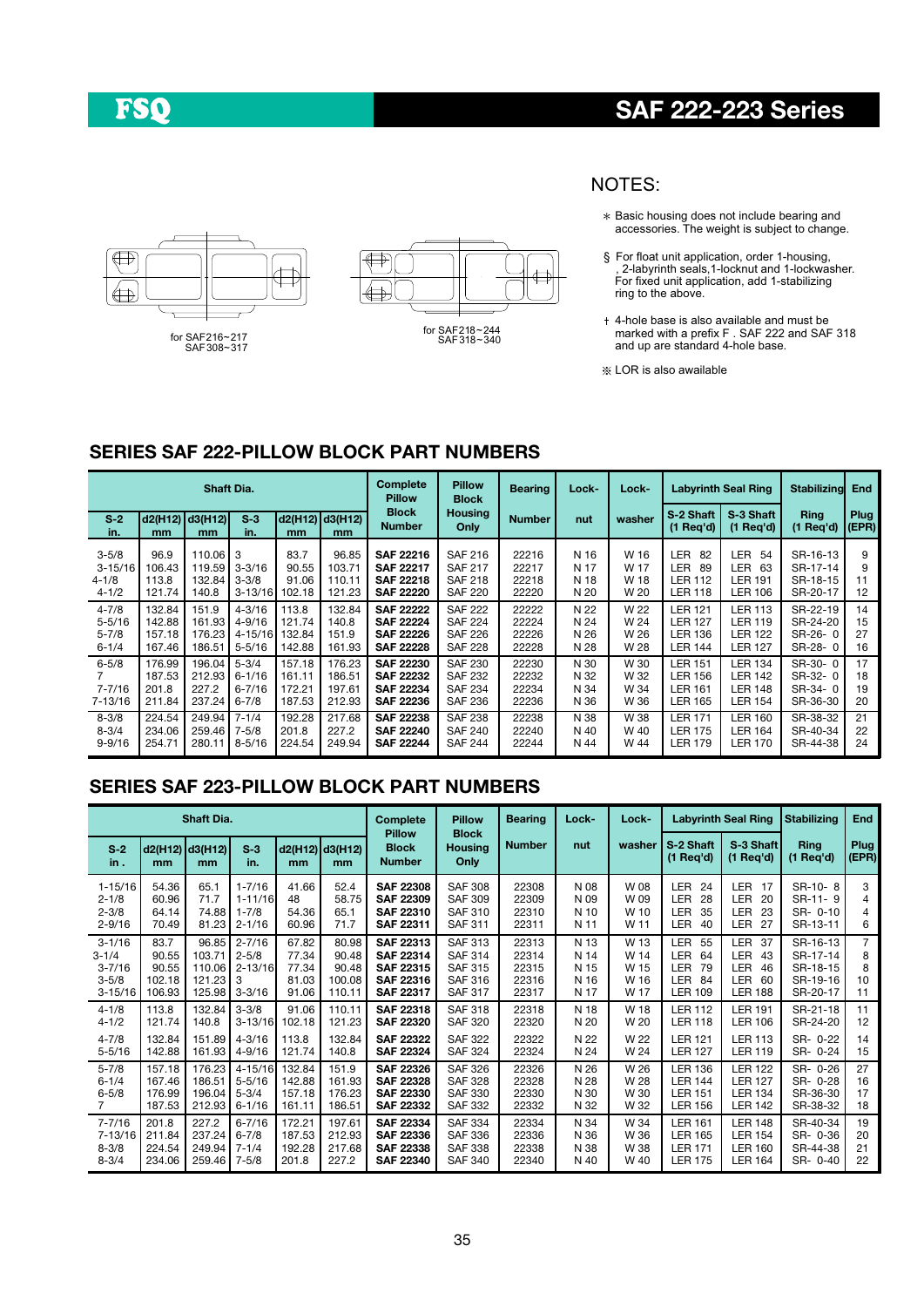# SAF 222-223 Series

for SAF216~217
SAF308~317

for SAF218~244
SAF318~340

NOTES:

- ＊ Basic housing does not include bearing and accessories. The weight is subject to change.
- § For float unit application, order 1-housing, 2-labyrinth seals,1-locknut and 1-lockwasher. For fixed unit application, add 1-stabilizing ring to the above.
- † 4-hole base is also available and must be marked with a prefix F . SAF 222 and SAF 318 and up are standard 4-hole base.
- ※ LOR is also available

## SERIES SAF 222-PILLOW BLOCK PART NUMBERS

| Shaft Dia. | | | | | | Complete Pillow Block Number | Pillow Block Housing Only | Bearing Number | Lock-nut | Lock-washer | Labyrinth Seal Ring | | Stabilizing Ring (1 Req'd) | End Plug (EPR) |
|---|---|---|---|---|---|---|---|---|---|---|---|---|---|---|
| S-2 in. | d2(H12) mm | d3(H12) mm | S-3 in. | d2(H12) mm | d3(H12) mm | | | | | | S-2 Shaft (1 Req'd) | S-3 Shaft (1 Req'd) | | |
| 3-5/8 | 96.9 | 110.06 | 3 | 83.7 | 96.85 | SAF 22216 | SAF 216 | 22216 | N 16 | W 16 | LER 82 | LER 54 | SR-16-13 | 9 |
| 3-15/16 | 106.43 | 119.59 | 3-3/16 | 90.55 | 103.71 | SAF 22217 | SAF 217 | 22217 | N 17 | W 17 | LER 89 | LER 63 | SR-17-14 | 9 |
| 4-1/8 | 113.8 | 132.84 | 3-3/8 | 91.06 | 110.11 | SAF 22218 | SAF 218 | 22218 | N 18 | W 18 | LER 112 | LER 191 | SR-18-15 | 11 |
| 4-1/2 | 121.74 | 140.8 | 3-13/16 | 102.18 | 121.23 | SAF 22220 | SAF 220 | 22220 | N 20 | W 20 | LER 118 | LER 106 | SR-20-17 | 12 |
| 4-7/8 | 132.84 | 151.9 | 4-3/16 | 113.8 | 132.84 | SAF 22222 | SAF 222 | 22222 | N 22 | W 22 | LER 121 | LER 113 | SR-22-19 | 14 |
| 5-5/16 | 142.88 | 161.93 | 4-9/16 | 121.74 | 140.8 | SAF 22224 | SAF 224 | 22224 | N 24 | W 24 | LER 127 | LER 119 | SR-24-20 | 15 |
| 5-7/8 | 157.18 | 176.23 | 4-15/16 | 132.84 | 151.9 | SAF 22226 | SAF 226 | 22226 | N 26 | W 26 | LER 136 | LER 122 | SR-26- 0 | 27 |
| 6-1/4 | 167.46 | 186.51 | 5-5/16 | 142.88 | 161.93 | SAF 22228 | SAF 228 | 22228 | N 28 | W 28 | LER 144 | LER 127 | SR-28- 0 | 16 |
| 6-5/8 | 176.99 | 196.04 | 5-3/4 | 157.18 | 176.23 | SAF 22230 | SAF 230 | 22230 | N 30 | W 30 | LER 151 | LER 134 | SR-30- 0 | 17 |
| 7 | 187.53 | 212.93 | 6-1/16 | 161.11 | 186.51 | SAF 22232 | SAF 232 | 22232 | N 32 | W 32 | LER 156 | LER 142 | SR-32- 0 | 18 |
| 7-7/16 | 201.8 | 227.2 | 6-7/16 | 172.21 | 197.61 | SAF 22234 | SAF 234 | 22234 | N 34 | W 34 | LER 161 | LER 148 | SR-34- 0 | 19 |
| 7-13/16 | 211.84 | 237.24 | 6-7/8 | 187.53 | 212.93 | SAF 22236 | SAF 236 | 22236 | N 36 | W 36 | LER 165 | LER 154 | SR-36-30 | 20 |
| 8-3/8 | 224.54 | 249.94 | 7-1/4 | 192.28 | 217.68 | SAF 22238 | SAF 238 | 22238 | N 38 | W 38 | LER 171 | LER 160 | SR-38-32 | 21 |
| 8-3/4 | 234.06 | 259.46 | 7-5/8 | 201.8 | 227.2 | SAF 22240 | SAF 240 | 22240 | N 40 | W 40 | LER 175 | LER 164 | SR-40-34 | 22 |
| 9-9/16 | 254.71 | 280.11 | 8-5/16 | 224.54 | 249.94 | SAF 22244 | SAF 244 | 22244 | N 44 | W 44 | LER 179 | LER 170 | SR-44-38 | 24 |

## SERIES SAF 223-PILLOW BLOCK PART NUMBERS

| Shaft Dia. | | | | | | Complete Pillow Block Number | Pillow Block Housing Only | Bearing Number | Lock-nut | Lock-washer | Labyrinth Seal Ring | | Stabilizing Ring (1 Req'd) | End Plug (EPR) |
|---|---|---|---|---|---|---|---|---|---|---|---|---|---|---|
| S-2 in . | d2(H12) mm | d3(H12) mm | S-3 in. | d2(H12) mm | d3(H12) mm | | | | | | S-2 Shaft (1 Req'd) | S-3 Shaft (1 Req'd) | | |
| 1-15/16 | 54.36 | 65.1 | 1-7/16 | 41.66 | 52.4 | SAF 22308 | SAF 308 | 22308 | N 08 | W 08 | LER 24 | LER 17 | SR-10- 8 | 3 |
| 2-1/8 | 60.96 | 71.7 | 1-11/16 | 48 | 58.75 | SAF 22309 | SAF 309 | 22309 | N 09 | W 09 | LER 28 | LER 20 | SR-11- 9 | 4 |
| 2-3/8 | 64.14 | 74.88 | 1-7/8 | 54.36 | 65.1 | SAF 22310 | SAF 310 | 22310 | N 10 | W 10 | LER 35 | LER 23 | SR- 0-10 | 4 |
| 2-9/16 | 70.49 | 81.23 | 2-1/16 | 60.96 | 71.7 | SAF 22311 | SAF 311 | 22311 | N 11 | W 11 | LER 40 | LER 27 | SR-13-11 | 6 |
| 3-1/16 | 83.7 | 96.85 | 2-7/16 | 67.82 | 80.98 | SAF 22313 | SAF 313 | 22313 | N 13 | W 13 | LER 55 | LER 37 | SR-16-13 | 7 |
| 3-1/4 | 90.55 | 103.71 | 2-5/8 | 77.34 | 90.48 | SAF 22314 | SAF 314 | 22314 | N 14 | W 14 | LER 64 | LER 43 | SR-17-14 | 8 |
| 3-7/16 | 90.55 | 110.06 | 2-13/16 | 77.34 | 90.48 | SAF 22315 | SAF 315 | 22315 | N 15 | W 15 | LER 79 | LER 46 | SR-18-15 | 8 |
| 3-5/8 | 102.18 | 121.23 | 3 | 81.03 | 100.08 | SAF 22316 | SAF 316 | 22316 | N 16 | W 16 | LER 84 | LER 60 | SR-19-16 | 10 |
| 3-15/16 | 106.93 | 125.98 | 3-3/16 | 91.06 | 110.11 | SAF 22317 | SAF 317 | 22317 | N 17 | W 17 | LER 109 | LER 188 | SR-20-17 | 11 |
| 4-1/8 | 113.8 | 132.84 | 3-3/8 | 91.06 | 110.11 | SAF 22318 | SAF 318 | 22318 | N 18 | W 18 | LER 112 | LER 191 | SR-21-18 | 11 |
| 4-1/2 | 121.74 | 140.8 | 3-13/16 | 102.18 | 121.23 | SAF 22320 | SAF 320 | 22320 | N 20 | W 20 | LER 118 | LER 106 | SR-24-20 | 12 |
| 4-7/8 | 132.84 | 151.89 | 4-3/16 | 113.8 | 132.84 | SAF 22322 | SAF 322 | 22322 | N 22 | W 22 | LER 121 | LER 113 | SR- 0-22 | 14 |
| 5-5/16 | 142.88 | 161.93 | 4-9/16 | 121.74 | 140.8 | SAF 22324 | SAF 324 | 22324 | N 24 | W 24 | LER 127 | LER 119 | SR- 0-24 | 15 |
| 5-7/8 | 157.18 | 176.23 | 4-15/16 | 132.84 | 151.9 | SAF 22326 | SAF 326 | 22326 | N 26 | W 26 | LER 136 | LER 122 | SR- 0-26 | 27 |
| 6-1/4 | 167.46 | 186.51 | 5-5/16 | 142.88 | 161.93 | SAF 22328 | SAF 328 | 22328 | N 28 | W 28 | LER 144 | LER 127 | SR- 0-28 | 16 |
| 6-5/8 | 176.99 | 196.04 | 5-3/4 | 157.18 | 176.23 | SAF 22330 | SAF 330 | 22330 | N 30 | W 30 | LER 151 | LER 134 | SR-36-30 | 17 |
| 7 | 187.53 | 212.93 | 6-1/16 | 161.11 | 186.51 | SAF 22332 | SAF 332 | 22332 | N 32 | W 32 | LER 156 | LER 142 | SR-38-32 | 18 |
| 7-7/16 | 201.8 | 227.2 | 6-7/16 | 172.21 | 197.61 | SAF 22334 | SAF 334 | 22334 | N 34 | W 34 | LER 161 | LER 148 | SR-40-34 | 19 |
| 7-13/16 | 211.84 | 237.24 | 6-7/8 | 187.53 | 212.93 | SAF 22336 | SAF 336 | 22336 | N 36 | W 36 | LER 165 | LER 154 | SR- 0-36 | 20 |
| 8-3/8 | 224.54 | 249.94 | 7-1/4 | 192.28 | 217.68 | SAF 22338 | SAF 338 | 22338 | N 38 | W 38 | LER 171 | LER 160 | SR-44-38 | 21 |
| 8-3/4 | 234.06 | 259.46 | 7-5/8 | 201.8 | 227.2 | SAF 22340 | SAF 340 | 22340 | N 40 | W 40 | LER 175 | LER 164 | SR- 0-40 | 22 |